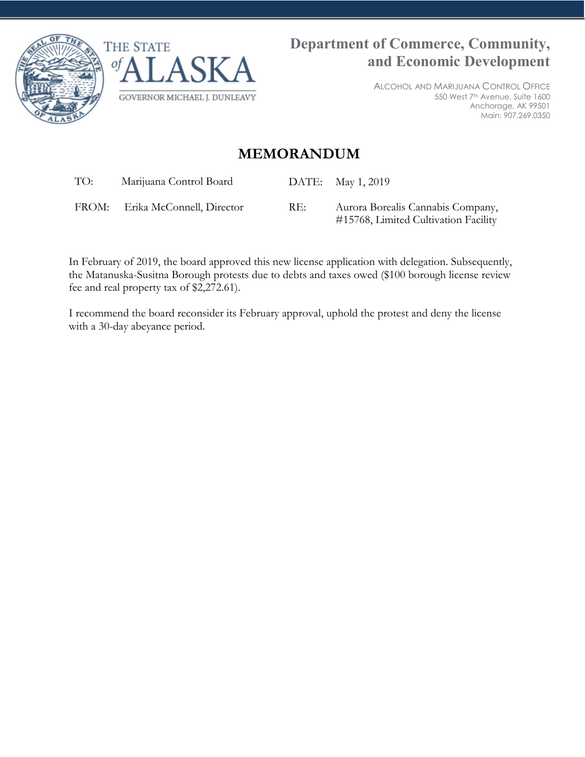THE STATE of ALASKA

GOVERNOR MICHAEL J. DUNLEAVY

**Department of Commerce, Community, and Economic Development**

ALCOHOL AND MARIJUANA CONTROL OFFICE
550 West 7th Avenue, Suite 1600
Anchorage, AK 99501
Main: 907.269.0350

# MEMORANDUM

| | | | |
|---|---|---|---|
| TO: | Marijuana Control Board | DATE: | May 1, 2019 |
| FROM: | Erika McConnell, Director | RE: | Aurora Borealis Cannabis Company, #15768, Limited Cultivation Facility |

In February of 2019, the board approved this new license application with delegation. Subsequently, the Matanuska-Susitna Borough protests due to debts and taxes owed ($100 borough license review fee and real property tax of $2,272.61).

I recommend the board reconsider its February approval, uphold the protest and deny the license with a 30-day abeyance period.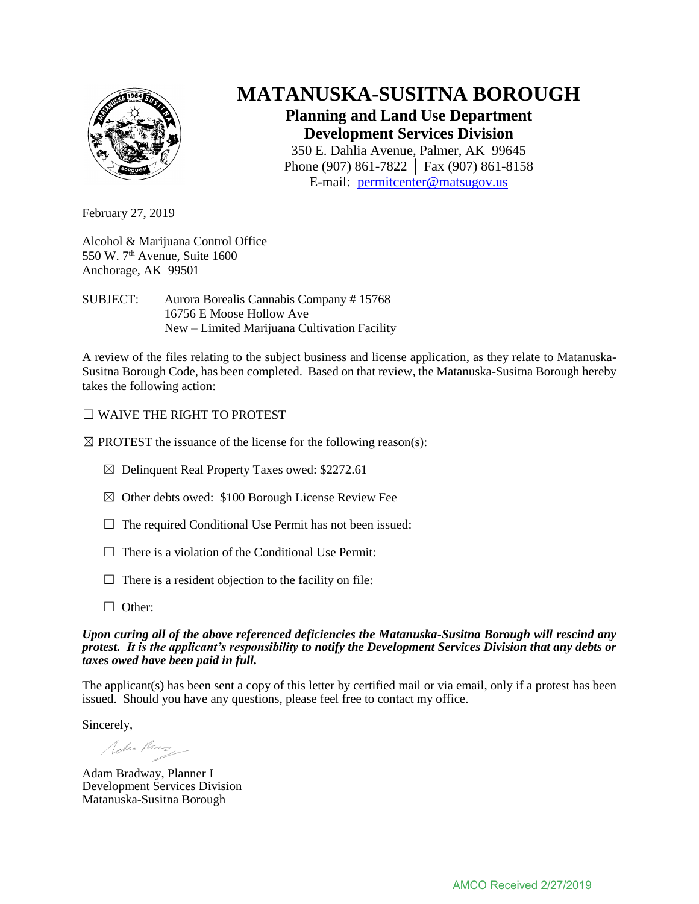# MATANUSKA-SUSITNA BOROUGH

## Planning and Land Use Department
## Development Services Division

350 E. Dahlia Avenue, Palmer, AK 99645
Phone (907) 861-7822 │ Fax (907) 861-8158
E-mail: permitcenter@matsugov.us

February 27, 2019

Alcohol & Marijuana Control Office
550 W. 7th Avenue, Suite 1600
Anchorage, AK 99501

SUBJECT: Aurora Borealis Cannabis Company # 15768
16756 E Moose Hollow Ave
New – Limited Marijuana Cultivation Facility

A review of the files relating to the subject business and license application, as they relate to Matanuska-Susitna Borough Code, has been completed. Based on that review, the Matanuska-Susitna Borough hereby takes the following action:

☐ WAIVE THE RIGHT TO PROTEST

☒ PROTEST the issuance of the license for the following reason(s):

- ☒ Delinquent Real Property Taxes owed: $2272.61
- ☒ Other debts owed: $100 Borough License Review Fee
- ☐ The required Conditional Use Permit has not been issued:
- ☐ There is a violation of the Conditional Use Permit:
- ☐ There is a resident objection to the facility on file:
- ☐ Other:

***Upon curing all of the above referenced deficiencies the Matanuska-Susitna Borough will rescind any protest. It is the applicant's responsibility to notify the Development Services Division that any debts or taxes owed have been paid in full.***

The applicant(s) has been sent a copy of this letter by certified mail or via email, only if a protest has been issued. Should you have any questions, please feel free to contact my office.

Sincerely,

Adam Bradway, Planner I
Development Services Division
Matanuska-Susitna Borough

AMCO Received 2/27/2019